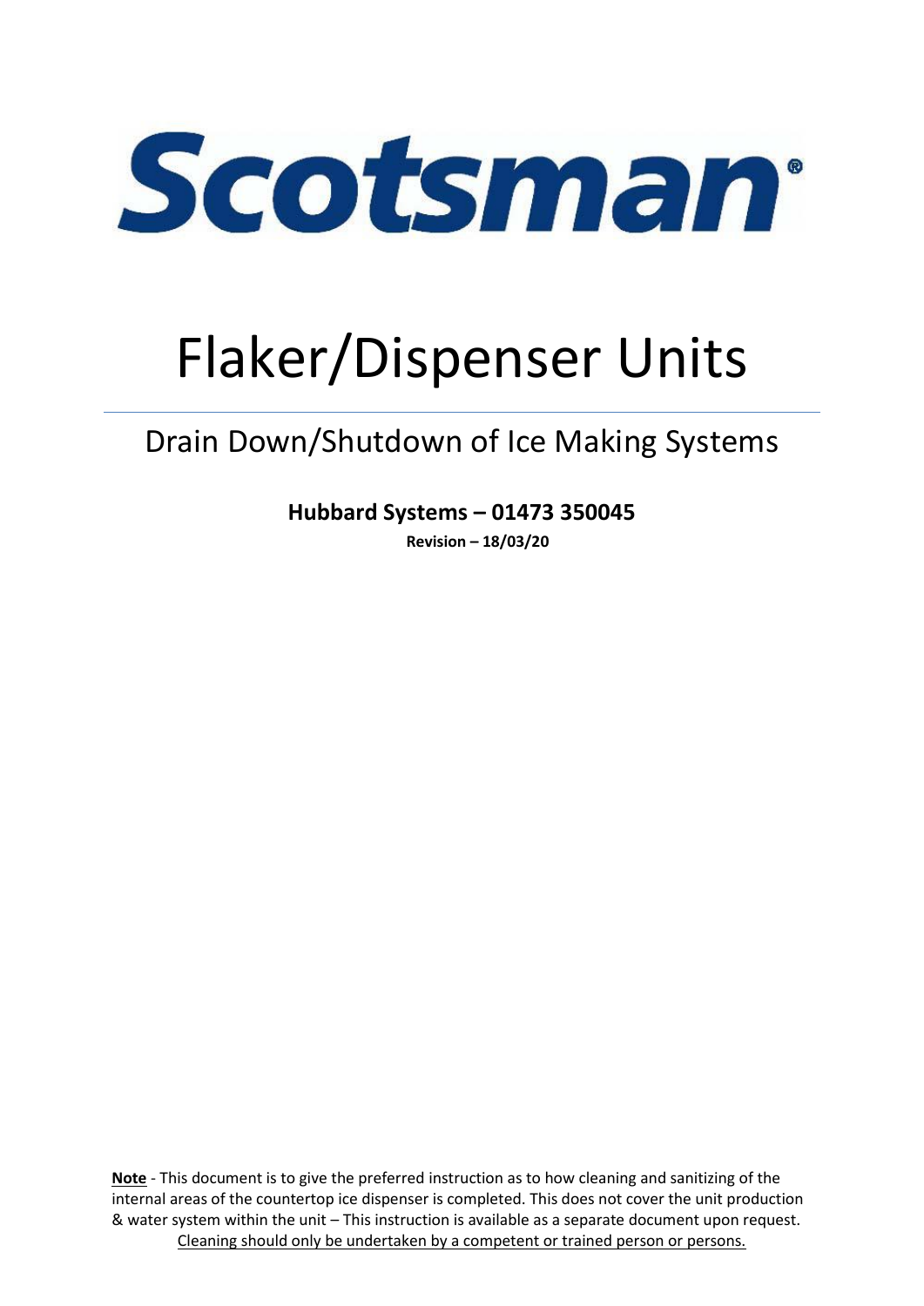# Scotsman®

# Flaker/Dispenser Units

## Drain Down/Shutdown of Ice Making Systems

**Hubbard Systems – 01473 350045**

**Revision – 18/03/20**

**Note** - This document is to give the preferred instruction as to how cleaning and sanitizing of the internal areas of the countertop ice dispenser is completed. This does not cover the unit production & water system within the unit – This instruction is available as a separate document upon request. <u>Cleaning should only be undertaken by a competent or trained person or persons.</u>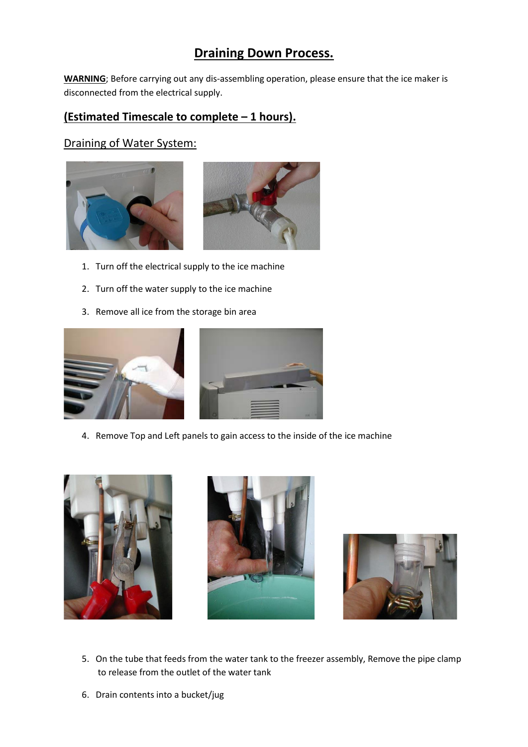# Draining Down Process.

**WARNING**; Before carrying out any dis-assembling operation, please ensure that the ice maker is disconnected from the electrical supply.

## (Estimated Timescale to complete – 1 hours).

### Draining of Water System:

1. Turn off the electrical supply to the ice machine
2. Turn off the water supply to the ice machine
3. Remove all ice from the storage bin area
4. Remove Top and Left panels to gain access to the inside of the ice machine
5. On the tube that feeds from the water tank to the freezer assembly, Remove the pipe clamp to release from the outlet of the water tank
6. Drain contents into a bucket/jug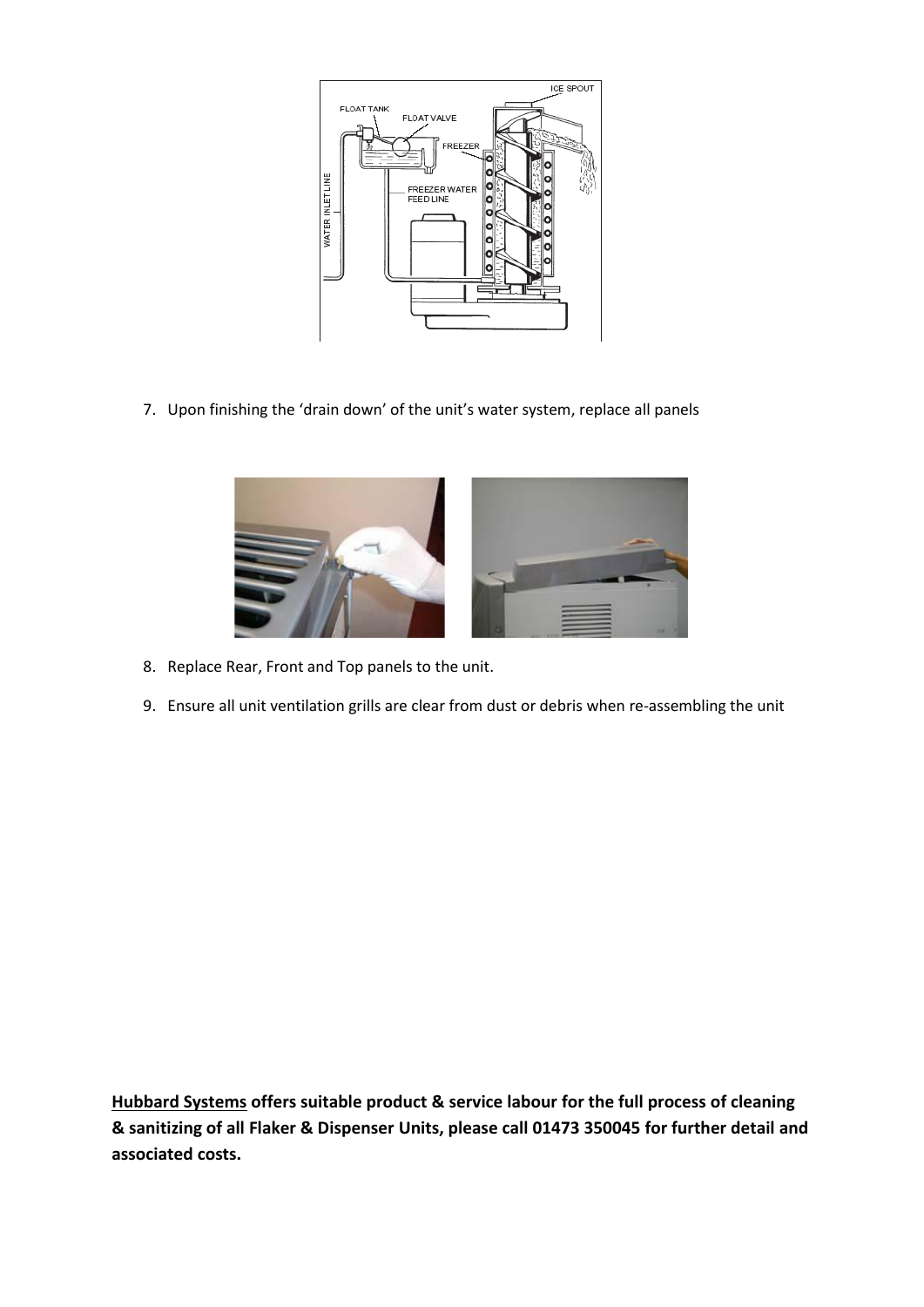7. Upon finishing the 'drain down' of the unit's water system, replace all panels

8. Replace Rear, Front and Top panels to the unit.
9. Ensure all unit ventilation grills are clear from dust or debris when re-assembling the unit

**Hubbard Systems offers suitable product & service labour for the full process of cleaning & sanitizing of all Flaker & Dispenser Units, please call 01473 350045 for further detail and associated costs.**